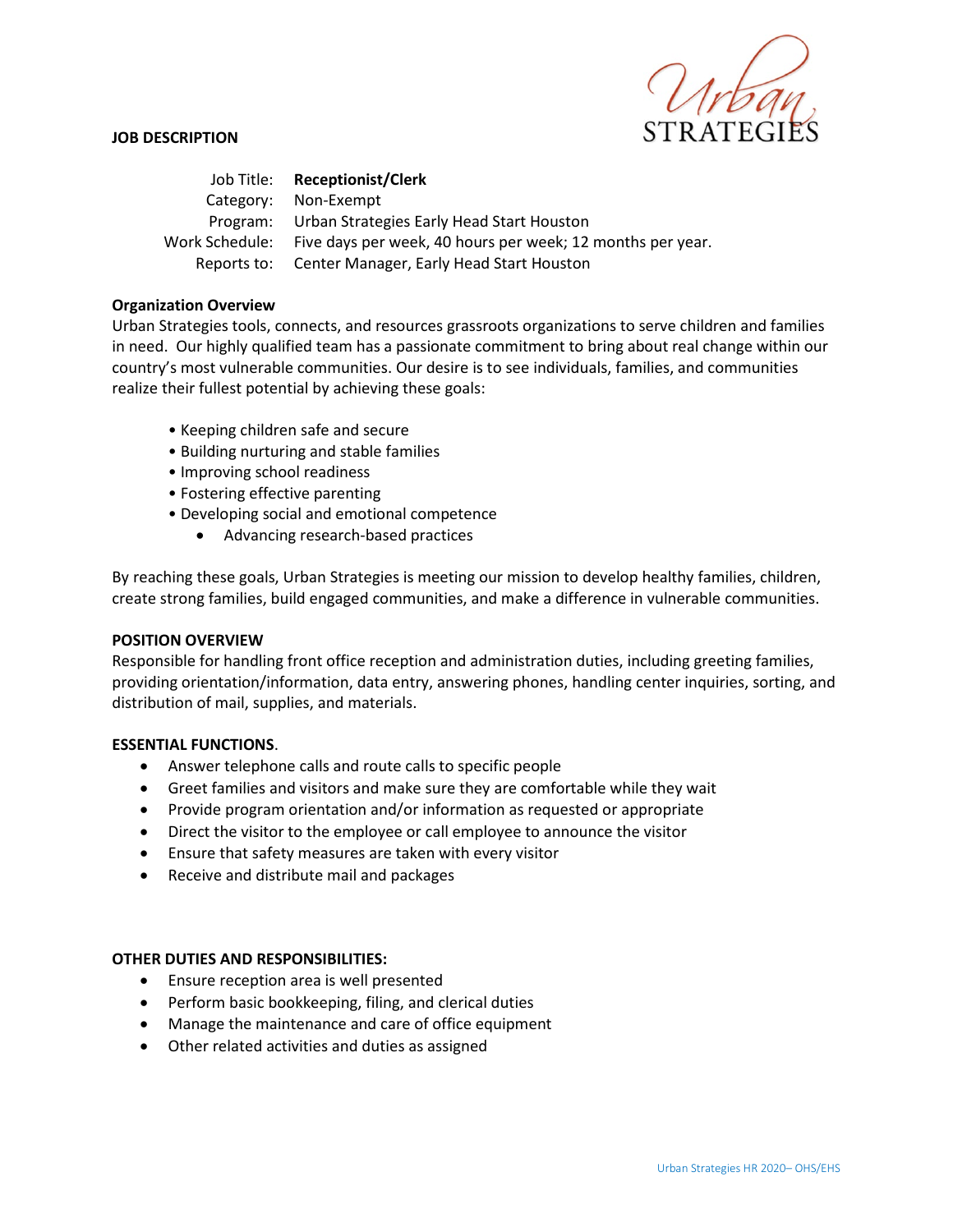Urban STRATEGIES

**JOB DESCRIPTION**

| | |
|---|---|
| Job Title: | **Receptionist/Clerk** |
| Category: | Non-Exempt |
| Program: | Urban Strategies Early Head Start Houston |
| Work Schedule: | Five days per week, 40 hours per week; 12 months per year. |
| Reports to: | Center Manager, Early Head Start Houston |

**Organization Overview**

Urban Strategies tools, connects, and resources grassroots organizations to serve children and families in need. Our highly qualified team has a passionate commitment to bring about real change within our country's most vulnerable communities. Our desire is to see individuals, families, and communities realize their fullest potential by achieving these goals:

- Keeping children safe and secure
- Building nurturing and stable families
- Improving school readiness
- Fostering effective parenting
- Developing social and emotional competence
    - Advancing research-based practices

By reaching these goals, Urban Strategies is meeting our mission to develop healthy families, children, create strong families, build engaged communities, and make a difference in vulnerable communities.

**POSITION OVERVIEW**

Responsible for handling front office reception and administration duties, including greeting families, providing orientation/information, data entry, answering phones, handling center inquiries, sorting, and distribution of mail, supplies, and materials.

**ESSENTIAL FUNCTIONS**.

- Answer telephone calls and route calls to specific people
- Greet families and visitors and make sure they are comfortable while they wait
- Provide program orientation and/or information as requested or appropriate
- Direct the visitor to the employee or call employee to announce the visitor
- Ensure that safety measures are taken with every visitor
- Receive and distribute mail and packages

**OTHER DUTIES AND RESPONSIBILITIES:**

- Ensure reception area is well presented
- Perform basic bookkeeping, filing, and clerical duties
- Manage the maintenance and care of office equipment
- Other related activities and duties as assigned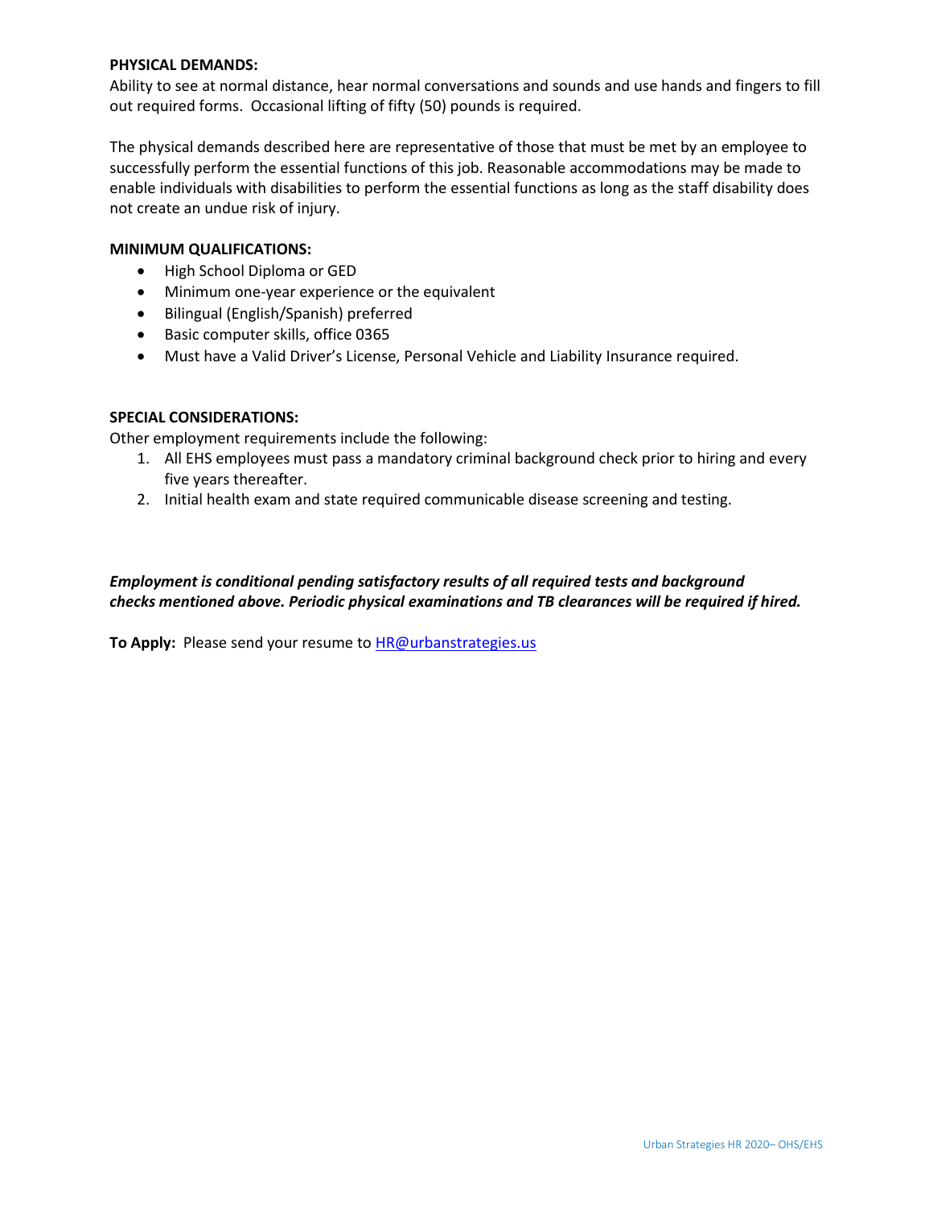**PHYSICAL DEMANDS:**
Ability to see at normal distance, hear normal conversations and sounds and use hands and fingers to fill out required forms. Occasional lifting of fifty (50) pounds is required.

The physical demands described here are representative of those that must be met by an employee to successfully perform the essential functions of this job. Reasonable accommodations may be made to enable individuals with disabilities to perform the essential functions as long as the staff disability does not create an undue risk of injury.

**MINIMUM QUALIFICATIONS:**

- High School Diploma or GED
- Minimum one-year experience or the equivalent
- Bilingual (English/Spanish) preferred
- Basic computer skills, office 0365
- Must have a Valid Driver's License, Personal Vehicle and Liability Insurance required.

**SPECIAL CONSIDERATIONS:**
Other employment requirements include the following:

1. All EHS employees must pass a mandatory criminal background check prior to hiring and every five years thereafter.
2. Initial health exam and state required communicable disease screening and testing.

***Employment is conditional pending satisfactory results of all required tests and background checks mentioned above. Periodic physical examinations and TB clearances will be required if hired.***

**To Apply:** Please send your resume to HR@urbanstrategies.us